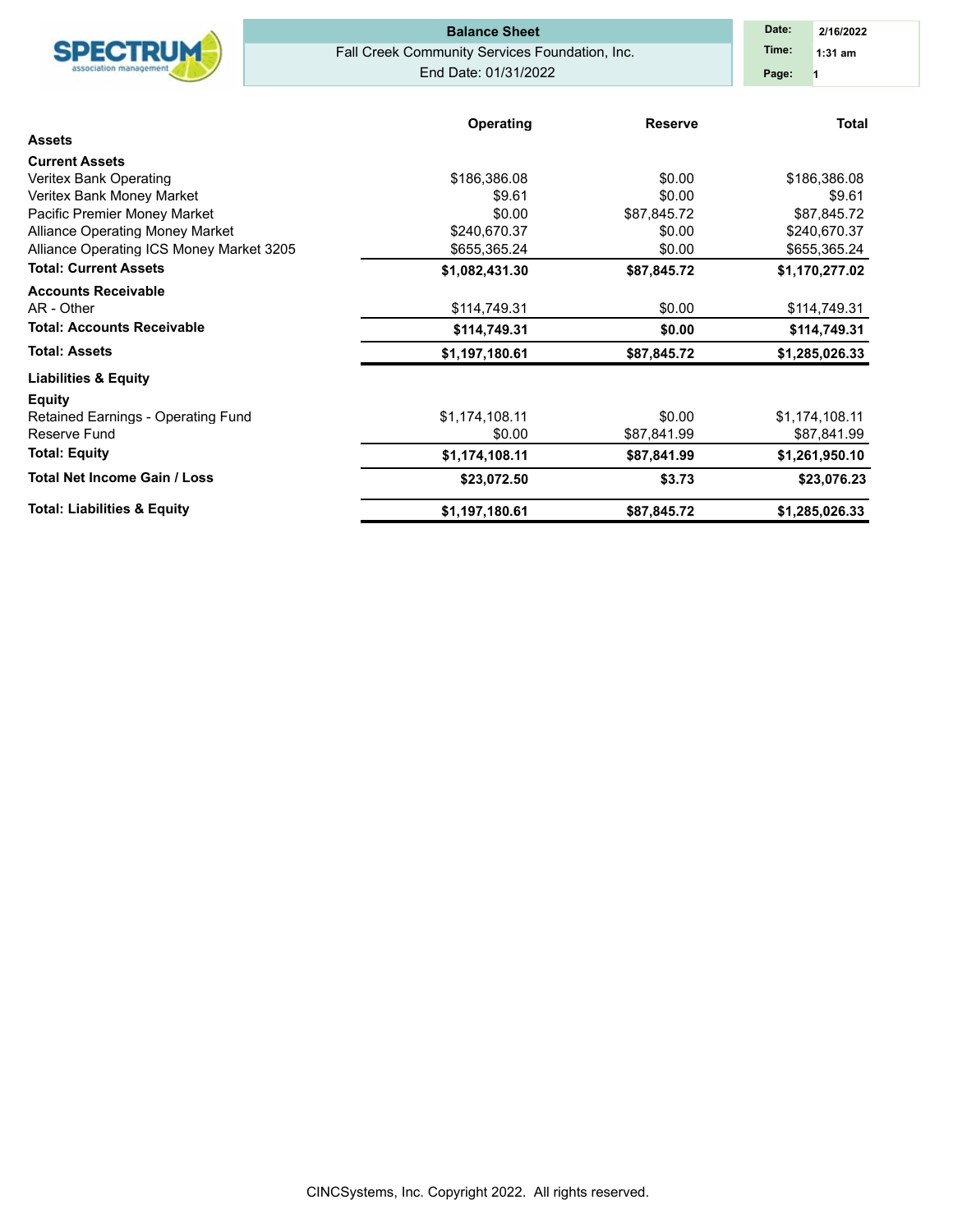**Balance Sheet**

Fall Creek Community Services Foundation, Inc.

End Date: 01/31/2022

Date: 2/16/2022
Time: 1:31 am
Page: 1

| | Operating | Reserve | Total |
|---|---|---|---|
| **Assets** | | | |
| **Current Assets** | | | |
| Veritex Bank Operating | $186,386.08 | $0.00 | $186,386.08 |
| Veritex Bank Money Market | $9.61 | $0.00 | $9.61 |
| Pacific Premier Money Market | $0.00 | $87,845.72 | $87,845.72 |
| Alliance Operating Money Market | $240,670.37 | $0.00 | $240,670.37 |
| Alliance Operating ICS Money Market 3205 | $655,365.24 | $0.00 | $655,365.24 |
| **Total: Current Assets** | **$1,082,431.30** | **$87,845.72** | **$1,170,277.02** |
| **Accounts Receivable** | | | |
| AR - Other | $114,749.31 | $0.00 | $114,749.31 |
| **Total: Accounts Receivable** | **$114,749.31** | **$0.00** | **$114,749.31** |
| **Total: Assets** | **$1,197,180.61** | **$87,845.72** | **$1,285,026.33** |
| **Liabilities & Equity** | | | |
| **Equity** | | | |
| Retained Earnings - Operating Fund | $1,174,108.11 | $0.00 | $1,174,108.11 |
| Reserve Fund | $0.00 | $87,841.99 | $87,841.99 |
| **Total: Equity** | **$1,174,108.11** | **$87,841.99** | **$1,261,950.10** |
| **Total Net Income Gain / Loss** | **$23,072.50** | **$3.73** | **$23,076.23** |
| **Total: Liabilities & Equity** | **$1,197,180.61** | **$87,845.72** | **$1,285,026.33** |

CINCSystems, Inc. Copyright 2022. All rights reserved.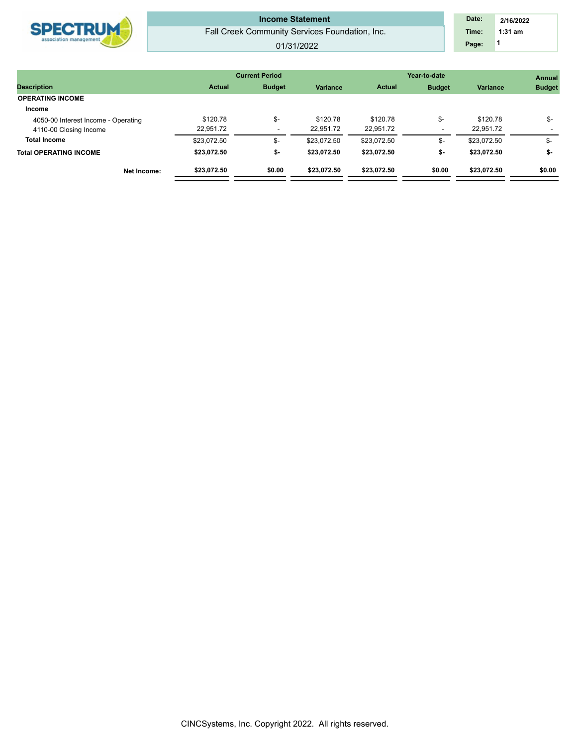# Income Statement

Fall Creek Community Services Foundation, Inc.

01/31/2022

Date: 2/16/2022
Time: 1:31 am
Page: 1

| Description | Current Period | | | Year-to-date | | | Annual |
|---|---|---|---|---|---|---|---|
| | Actual | Budget | Variance | Actual | Budget | Variance | Budget |
| **OPERATING INCOME** | | | | | | | |
| **Income** | | | | | | | |
| 4050-00 Interest Income - Operating | $120.78 | $- | $120.78 | $120.78 | $- | $120.78 | $- |
| 4110-00 Closing Income | 22,951.72 | - | 22,951.72 | 22,951.72 | - | 22,951.72 | - |
| **Total Income** | $23,072.50 | $- | $23,072.50 | $23,072.50 | $- | $23,072.50 | $- |
| **Total OPERATING INCOME** | **$23,072.50** | **$-** | **$23,072.50** | **$23,072.50** | **$-** | **$23,072.50** | **$-** |
| **Net Income:** | **$23,072.50** | **$0.00** | **$23,072.50** | **$23,072.50** | **$0.00** | **$23,072.50** | **$0.00** |

CINCSystems, Inc. Copyright 2022. All rights reserved.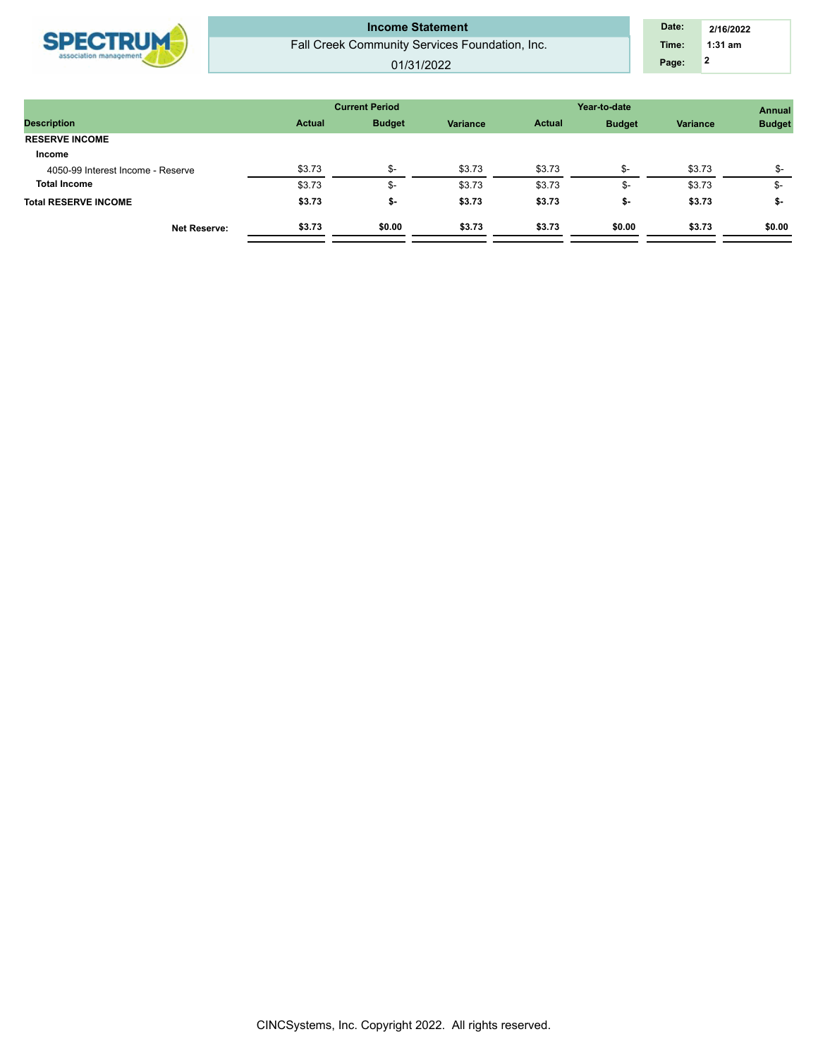**Income Statement**

Fall Creek Community Services Foundation, Inc.

01/31/2022

| Date: | 2/16/2022 |
|---|---|
| Time: | 1:31 am |
| Page: | 2 |

| Description | Current Period | | | Year-to-date | | | Annual |
|---|---|---|---|---|---|---|---|
| | Actual | Budget | Variance | Actual | Budget | Variance | Budget |
| **RESERVE INCOME** | | | | | | | |
| **Income** | | | | | | | |
| 4050-99 Interest Income - Reserve | $3.73 | $- | $3.73 | $3.73 | $- | $3.73 | $- |
| **Total Income** | $3.73 | $- | $3.73 | $3.73 | $- | $3.73 | $- |
| **Total RESERVE INCOME** | **$3.73** | **$-** | **$3.73** | **$3.73** | **$-** | **$3.73** | **$-** |
| **Net Reserve:** | **$3.73** | **$0.00** | **$3.73** | **$3.73** | **$0.00** | **$3.73** | **$0.00** |

CINCSystems, Inc. Copyright 2022. All rights reserved.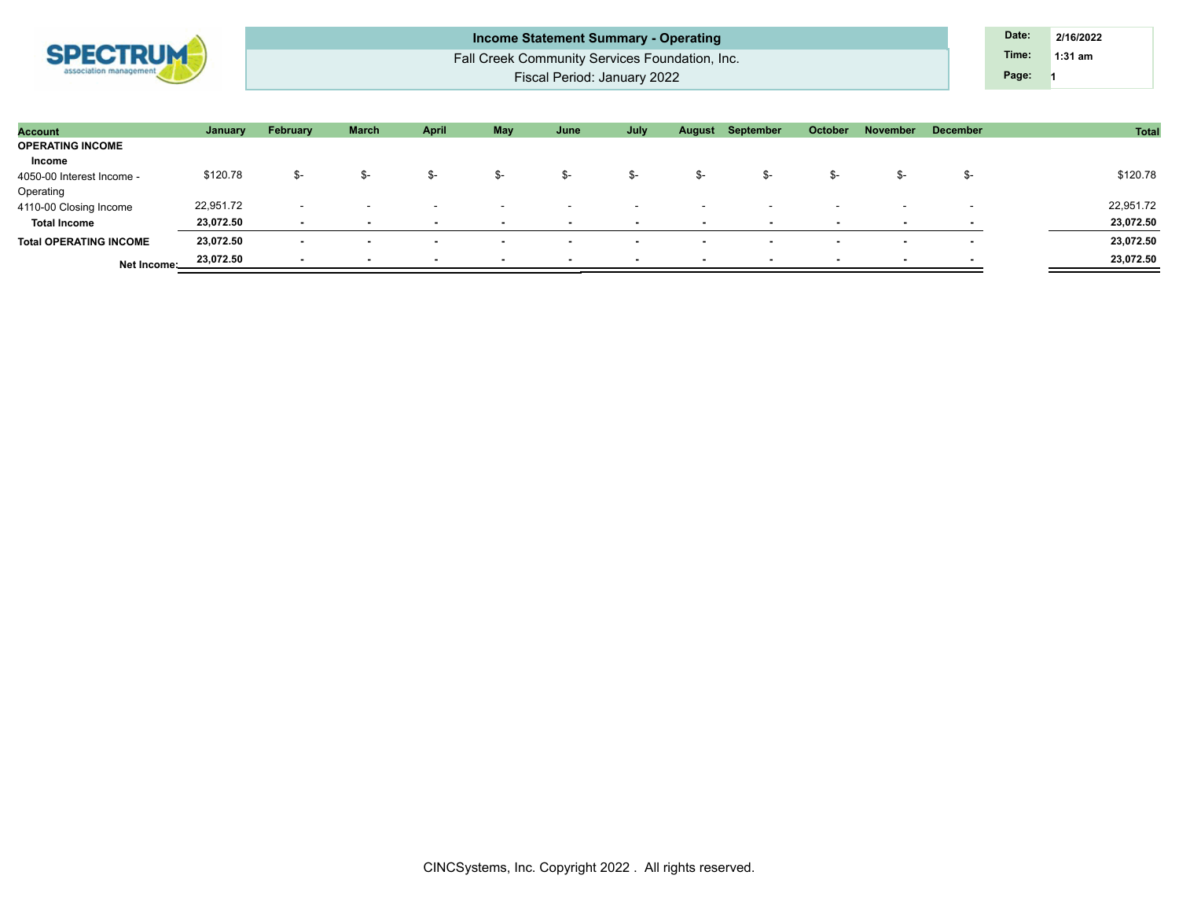**Income Statement Summary - Operating**

Fall Creek Community Services Foundation, Inc.

Fiscal Period: January 2022

| Date: | 2/16/2022 |
|---|---|
| Time: | 1:31 am |
| Page: | 1 |

| Account | January | February | March | April | May | June | July | August | September | October | November | December | Total |
|---|---|---|---|---|---|---|---|---|---|---|---|---|---|
| **OPERATING INCOME** | | | | | | | | | | | | | |
| **Income** | | | | | | | | | | | | | |
| 4050-00 Interest Income - Operating | $120.78 | $- | $- | $- | $- | $- | $- | $- | $- | $- | $- | $- | $120.78 |
| 4110-00 Closing Income | 22,951.72 | - | - | - | - | - | - | - | - | - | - | - | 22,951.72 |
| **Total Income** | **23,072.50** | **-** | **-** | **-** | **-** | **-** | **-** | **-** | **-** | **-** | **-** | **-** | **23,072.50** |
| **Total OPERATING INCOME** | **23,072.50** | **-** | **-** | **-** | **-** | **-** | **-** | **-** | **-** | **-** | **-** | **-** | **23,072.50** |
| **Net Income:** | **23,072.50** | **-** | **-** | **-** | **-** | **-** | **-** | **-** | **-** | **-** | **-** | **-** | **23,072.50** |

CINCSystems, Inc. Copyright 2022 . All rights reserved.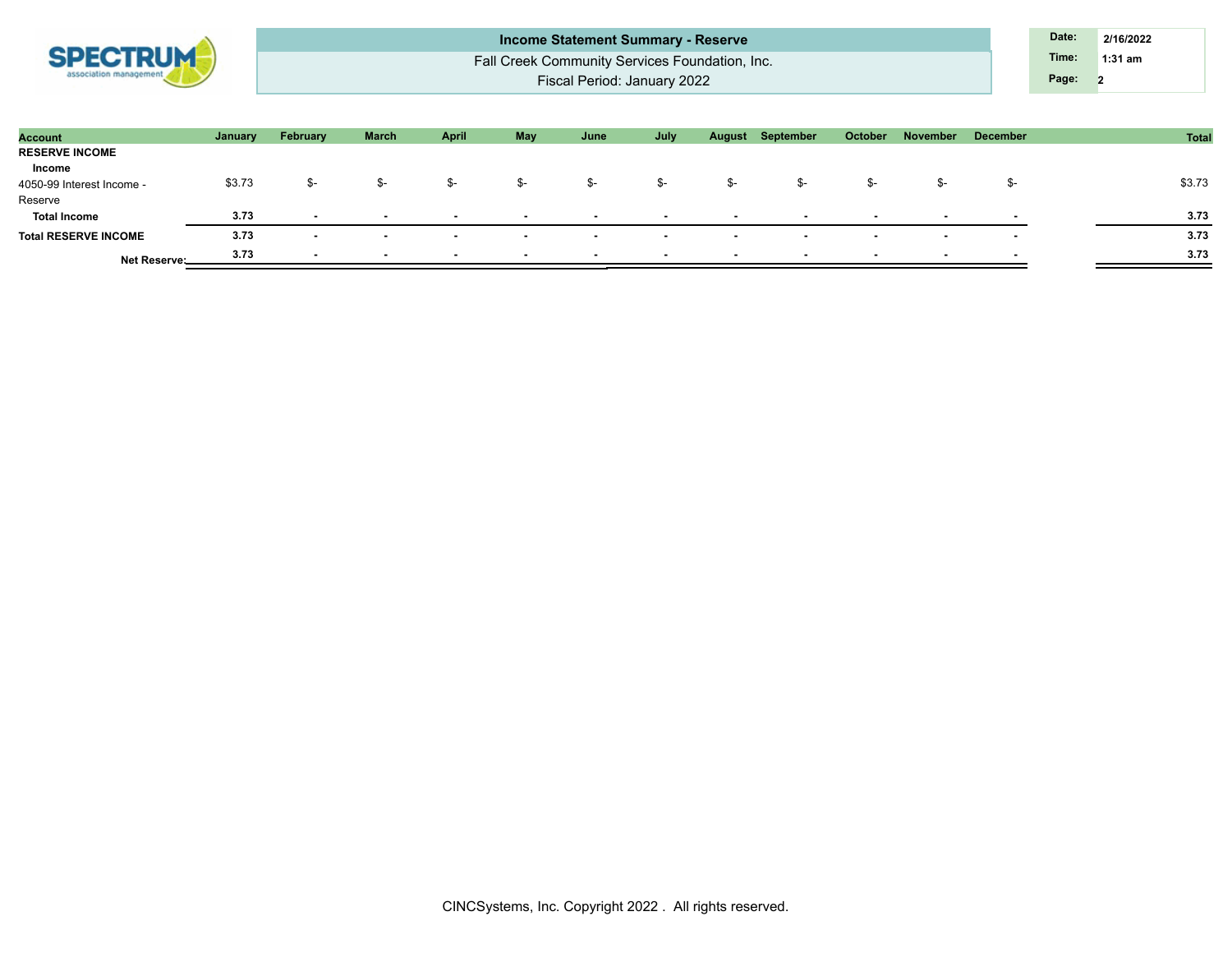## Income Statement Summary - Reserve

Fall Creek Community Services Foundation, Inc.

Fiscal Period: January 2022

Date: 2/16/2022
Time: 1:31 am
Page: 2

| Account | January | February | March | April | May | June | July | August | September | October | November | December | Total |
|---|---|---|---|---|---|---|---|---|---|---|---|---|---|
| **RESERVE INCOME** | | | | | | | | | | | | | |
| **Income** | | | | | | | | | | | | | |
| 4050-99 Interest Income - Reserve | $3.73 | $- | $- | $- | $- | $- | $- | $- | $- | $- | $- | $- | $3.73 |
| **Total Income** | **3.73** | **-** | **-** | **-** | **-** | **-** | **-** | **-** | **-** | **-** | **-** | **-** | **3.73** |
| **Total RESERVE INCOME** | **3.73** | **-** | **-** | **-** | **-** | **-** | **-** | **-** | **-** | **-** | **-** | **-** | **3.73** |
| **Net Reserve:** | **3.73** | **-** | **-** | **-** | **-** | **-** | **-** | **-** | **-** | **-** | **-** | **-** | **3.73** |

CINCSystems, Inc. Copyright 2022 . All rights reserved.